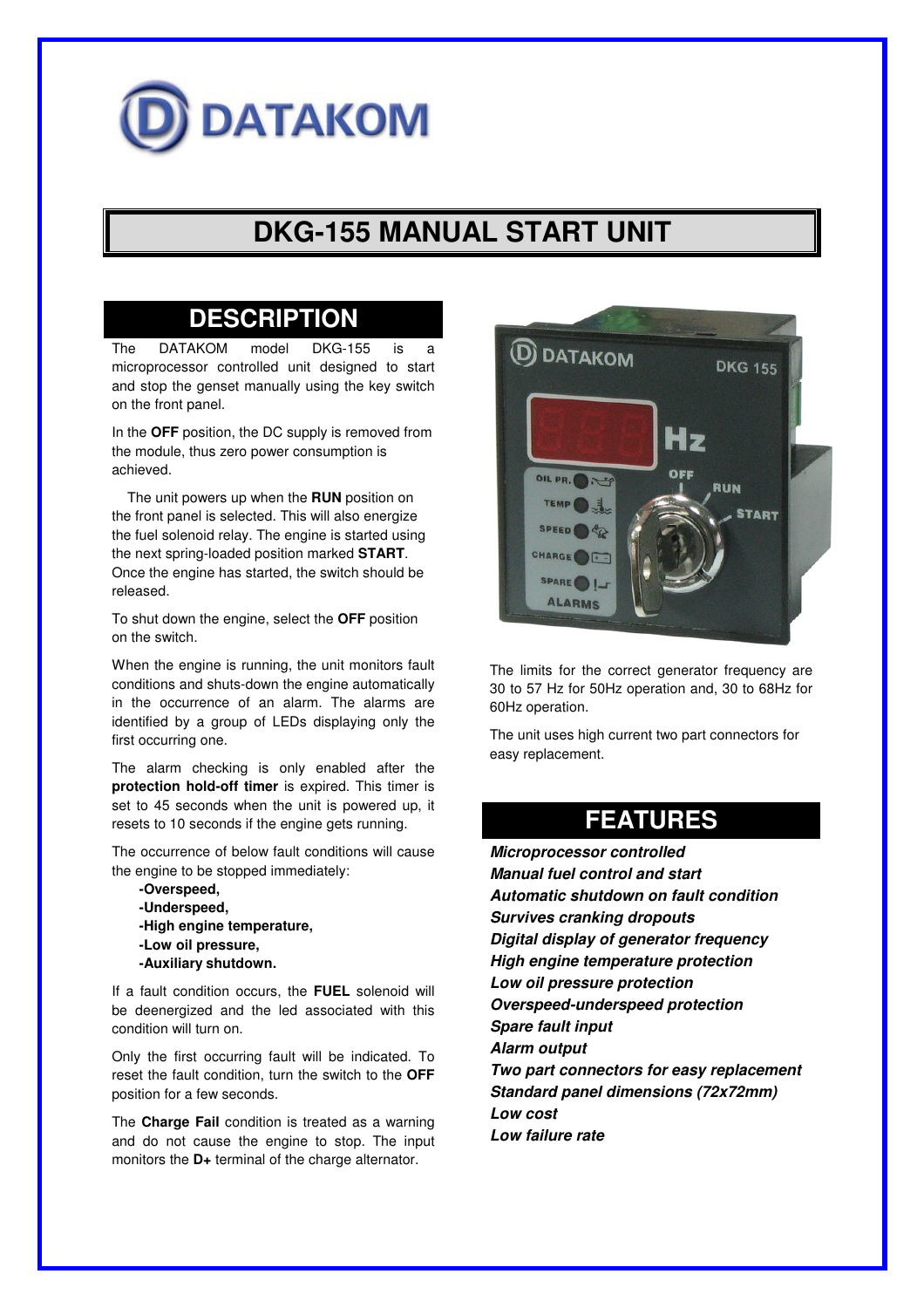# DKG-155 MANUAL START UNIT

## DESCRIPTION

The DATAKOM model DKG-155 is a microprocessor controlled unit designed to start and stop the genset manually using the key switch on the front panel.

In the **OFF** position, the DC supply is removed from the module, thus zero power consumption is achieved.

The unit powers up when the **RUN** position on the front panel is selected. This will also energize the fuel solenoid relay. The engine is started using the next spring-loaded position marked **START**. Once the engine has started, the switch should be released.

To shut down the engine, select the **OFF** position on the switch.

When the engine is running, the unit monitors fault conditions and shuts-down the engine automatically in the occurrence of an alarm. The alarms are identified by a group of LEDs displaying only the first occurring one.

The alarm checking is only enabled after the **protection hold-off timer** is expired. This timer is set to 45 seconds when the unit is powered up, it resets to 10 seconds if the engine gets running.

The occurrence of below fault conditions will cause the engine to be stopped immediately:

**-Overspeed,**
**-Underspeed,**
**-High engine temperature,**
**-Low oil pressure,**
**-Auxiliary shutdown.**

If a fault condition occurs, the **FUEL** solenoid will be deenergized and the led associated with this condition will turn on.

Only the first occurring fault will be indicated. To reset the fault condition, turn the switch to the **OFF** position for a few seconds.

The **Charge Fail** condition is treated as a warning and do not cause the engine to stop. The input monitors the **D+** terminal of the charge alternator.

The limits for the correct generator frequency are 30 to 57 Hz for 50Hz operation and, 30 to 68Hz for 60Hz operation.

The unit uses high current two part connectors for easy replacement.

## FEATURES

***Microprocessor controlled***
***Manual fuel control and start***
***Automatic shutdown on fault condition***
***Survives cranking dropouts***
***Digital display of generator frequency***
***High engine temperature protection***
***Low oil pressure protection***
***Overspeed-underspeed protection***
***Spare fault input***
***Alarm output***
***Two part connectors for easy replacement***
***Standard panel dimensions (72x72mm)***
***Low cost***
***Low failure rate***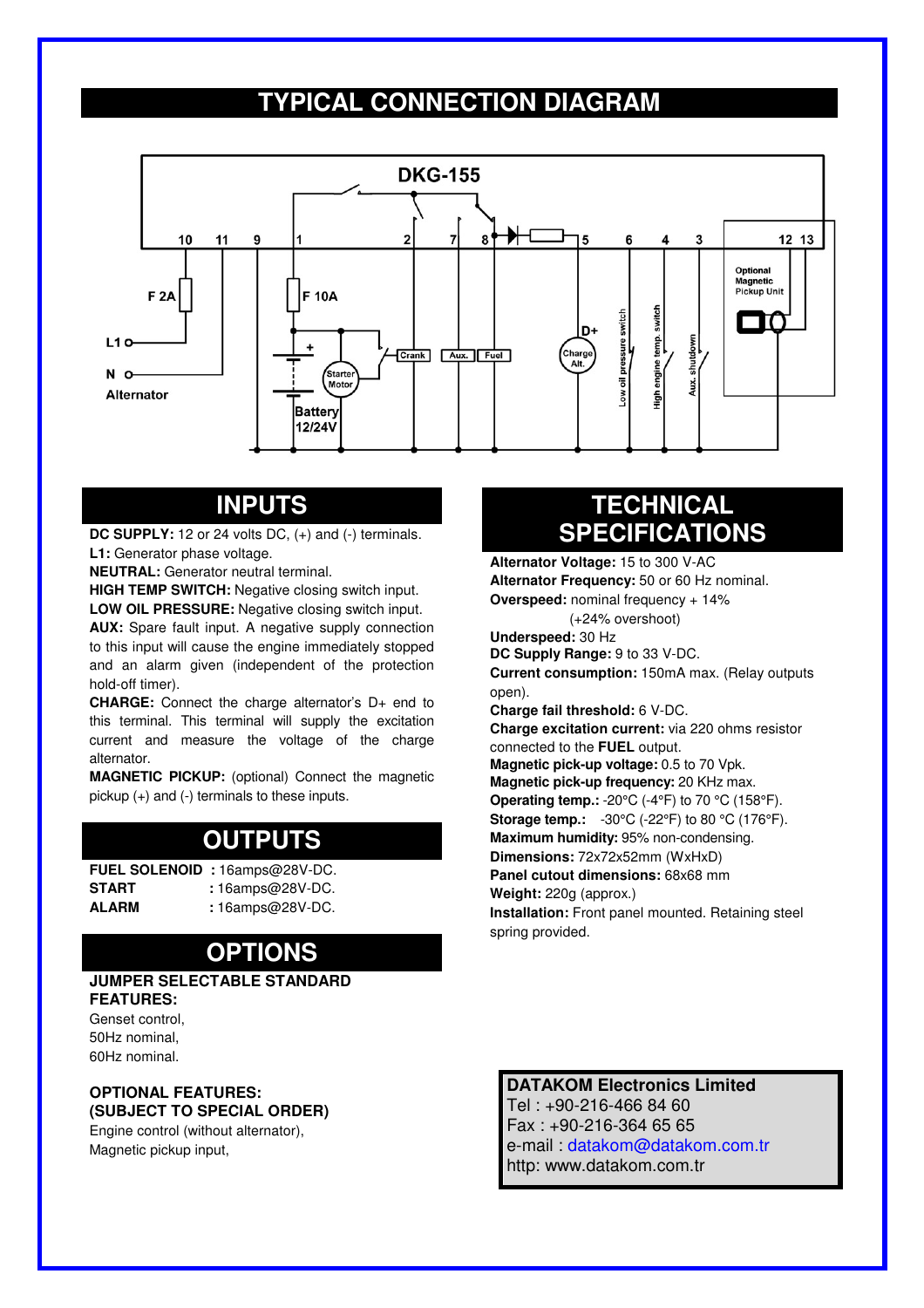# TYPICAL CONNECTION DIAGRAM

DKG-155

10 11 9 1 2 7 8 5 6 4 3 12 13

F 2A

F 10A

L1

N

Alternator

+

Battery 12/24V

Starter Motor

Crank

Aux.

Fuel

D+

Charge Alt.

Low oil pressure switch

High engine temp. switch

Aux. shutdown

Optional Magnetic Pickup Unit

## INPUTS

**DC SUPPLY:** 12 or 24 volts DC, (+) and (-) terminals.
**L1:** Generator phase voltage.
**NEUTRAL:** Generator neutral terminal.
**HIGH TEMP SWITCH:** Negative closing switch input.
**LOW OIL PRESSURE:** Negative closing switch input.
**AUX:** Spare fault input. A negative supply connection to this input will cause the engine immediately stopped and an alarm given (independent of the protection hold-off timer).
**CHARGE:** Connect the charge alternator's D+ end to this terminal. This terminal will supply the excitation current and measure the voltage of the charge alternator.
**MAGNETIC PICKUP:** (optional) Connect the magnetic pickup (+) and (-) terminals to these inputs.

## OUTPUTS

**FUEL SOLENOID** : 16amps@28V-DC.
**START** : 16amps@28V-DC.
**ALARM** : 16amps@28V-DC.

## OPTIONS

**JUMPER SELECTABLE STANDARD FEATURES:**
Genset control,
50Hz nominal,
60Hz nominal.

**OPTIONAL FEATURES:**
**(SUBJECT TO SPECIAL ORDER)**
Engine control (without alternator),
Magnetic pickup input,

## TECHNICAL SPECIFICATIONS

**Alternator Voltage:** 15 to 300 V-AC
**Alternator Frequency:** 50 or 60 Hz nominal.
**Overspeed:** nominal frequency + 14% (+24% overshoot)
**Underspeed:** 30 Hz
**DC Supply Range:** 9 to 33 V-DC.
**Current consumption:** 150mA max. (Relay outputs open).
**Charge fail threshold:** 6 V-DC.
**Charge excitation current:** via 220 ohms resistor connected to the **FUEL** output.
**Magnetic pick-up voltage:** 0.5 to 70 Vpk.
**Magnetic pick-up frequency:** 20 KHz max.
**Operating temp.:** -20°C (-4°F) to 70 °C (158°F).
**Storage temp.:** -30°C (-22°F) to 80 °C (176°F).
**Maximum humidity:** 95% non-condensing.
**Dimensions:** 72x72x52mm (WxHxD)
**Panel cutout dimensions:** 68x68 mm
**Weight:** 220g (approx.)
**Installation:** Front panel mounted. Retaining steel spring provided.

**DATAKOM Electronics Limited**
Tel : +90-216-466 84 60
Fax : +90-216-364 65 65
e-mail : datakom@datakom.com.tr
http: www.datakom.com.tr